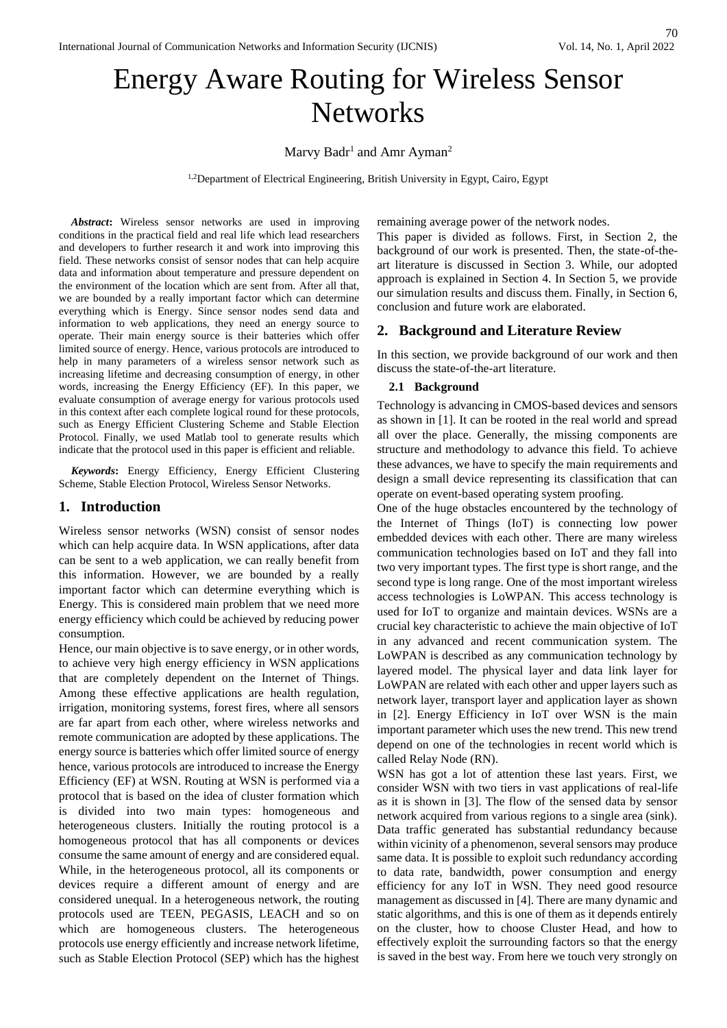# Energy Aware Routing for Wireless Sensor Networks

Marvy Badr[1] and Amr Ayman[2]

[1,2]Department of Electrical Engineering, British University in Egypt, Cairo, Egypt

***Abstract*:** Wireless sensor networks are used in improving conditions in the practical field and real life which lead researchers and developers to further research it and work into improving this field. These networks consist of sensor nodes that can help acquire data and information about temperature and pressure dependent on the environment of the location which are sent from. After all that, we are bounded by a really important factor which can determine everything which is Energy. Since sensor nodes send data and information to web applications, they need an energy source to operate. Their main energy source is their batteries which offer limited source of energy. Hence, various protocols are introduced to help in many parameters of a wireless sensor network such as increasing lifetime and decreasing consumption of energy, in other words, increasing the Energy Efficiency (EF). In this paper, we evaluate consumption of average energy for various protocols used in this context after each complete logical round for these protocols, such as Energy Efficient Clustering Scheme and Stable Election Protocol. Finally, we used Matlab tool to generate results which indicate that the protocol used in this paper is efficient and reliable.

***Keywords*:** Energy Efficiency, Energy Efficient Clustering Scheme, Stable Election Protocol, Wireless Sensor Networks.

## 1. Introduction

Wireless sensor networks (WSN) consist of sensor nodes which can help acquire data. In WSN applications, after data can be sent to a web application, we can really benefit from this information. However, we are bounded by a really important factor which can determine everything which is Energy. This is considered main problem that we need more energy efficiency which could be achieved by reducing power consumption.

Hence, our main objective is to save energy, or in other words, to achieve very high energy efficiency in WSN applications that are completely dependent on the Internet of Things. Among these effective applications are health regulation, irrigation, monitoring systems, forest fires, where all sensors are far apart from each other, where wireless networks and remote communication are adopted by these applications. The energy source is batteries which offer limited source of energy hence, various protocols are introduced to increase the Energy Efficiency (EF) at WSN. Routing at WSN is performed via a protocol that is based on the idea of cluster formation which is divided into two main types: homogeneous and heterogeneous clusters. Initially the routing protocol is a homogeneous protocol that has all components or devices consume the same amount of energy and are considered equal. While, in the heterogeneous protocol, all its components or devices require a different amount of energy and are considered unequal. In a heterogeneous network, the routing protocols used are TEEN, PEGASIS, LEACH and so on which are homogeneous clusters. The heterogeneous protocols use energy efficiently and increase network lifetime, such as Stable Election Protocol (SEP) which has the highest remaining average power of the network nodes.

This paper is divided as follows. First, in Section 2, the background of our work is presented. Then, the state-of-the-art literature is discussed in Section 3. While, our adopted approach is explained in Section 4. In Section 5, we provide our simulation results and discuss them. Finally, in Section 6, conclusion and future work are elaborated.

## 2. Background and Literature Review

In this section, we provide background of our work and then discuss the state-of-the-art literature.

### 2.1 Background

Technology is advancing in CMOS-based devices and sensors as shown in [1]. It can be rooted in the real world and spread all over the place. Generally, the missing components are structure and methodology to advance this field. To achieve these advances, we have to specify the main requirements and design a small device representing its classification that can operate on event-based operating system proofing.

One of the huge obstacles encountered by the technology of the Internet of Things (IoT) is connecting low power embedded devices with each other. There are many wireless communication technologies based on IoT and they fall into two very important types. The first type is short range, and the second type is long range. One of the most important wireless access technologies is LoWPAN. This access technology is used for IoT to organize and maintain devices. WSNs are a crucial key characteristic to achieve the main objective of IoT in any advanced and recent communication system. The LoWPAN is described as any communication technology by layered model. The physical layer and data link layer for LoWPAN are related with each other and upper layers such as network layer, transport layer and application layer as shown in [2]. Energy Efficiency in IoT over WSN is the main important parameter which uses the new trend. This new trend depend on one of the technologies in recent world which is called Relay Node (RN).

WSN has got a lot of attention these last years. First, we consider WSN with two tiers in vast applications of real-life as it is shown in [3]. The flow of the sensed data by sensor network acquired from various regions to a single area (sink). Data traffic generated has substantial redundancy because within vicinity of a phenomenon, several sensors may produce same data. It is possible to exploit such redundancy according to data rate, bandwidth, power consumption and energy efficiency for any IoT in WSN. They need good resource management as discussed in [4]. There are many dynamic and static algorithms, and this is one of them as it depends entirely on the cluster, how to choose Cluster Head, and how to effectively exploit the surrounding factors so that the energy is saved in the best way. From here we touch very strongly on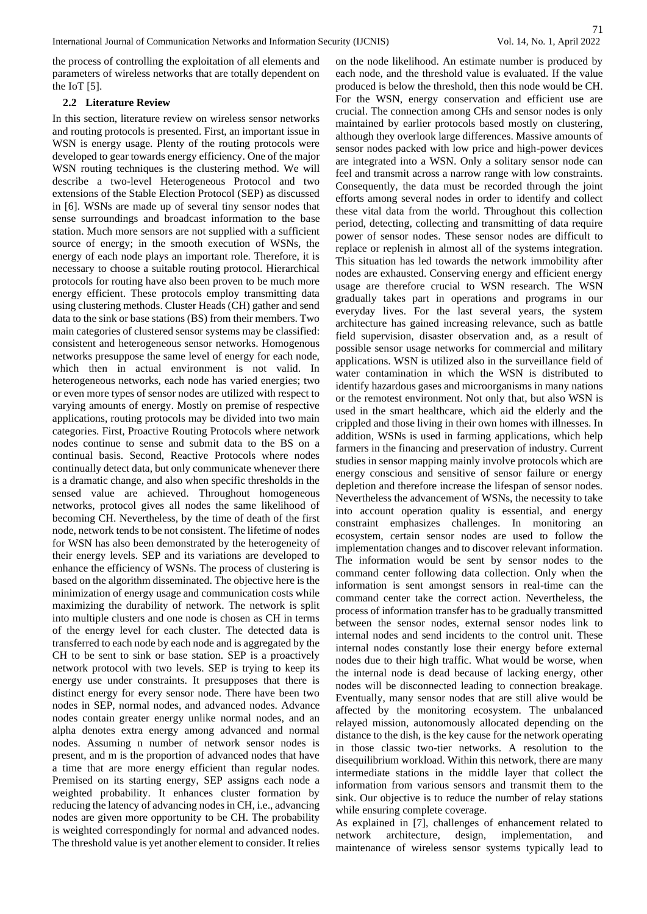the process of controlling the exploitation of all elements and parameters of wireless networks that are totally dependent on the IoT [5].

### 2.2 Literature Review

In this section, literature review on wireless sensor networks and routing protocols is presented. First, an important issue in WSN is energy usage. Plenty of the routing protocols were developed to gear towards energy efficiency. One of the major WSN routing techniques is the clustering method. We will describe a two-level Heterogeneous Protocol and two extensions of the Stable Election Protocol (SEP) as discussed in [6]. WSNs are made up of several tiny sensor nodes that sense surroundings and broadcast information to the base station. Much more sensors are not supplied with a sufficient source of energy; in the smooth execution of WSNs, the energy of each node plays an important role. Therefore, it is necessary to choose a suitable routing protocol. Hierarchical protocols for routing have also been proven to be much more energy efficient. These protocols employ transmitting data using clustering methods. Cluster Heads (CH) gather and send data to the sink or base stations (BS) from their members. Two main categories of clustered sensor systems may be classified: consistent and heterogeneous sensor networks. Homogenous networks presuppose the same level of energy for each node, which then in actual environment is not valid. In heterogeneous networks, each node has varied energies; two or even more types of sensor nodes are utilized with respect to varying amounts of energy. Mostly on premise of respective applications, routing protocols may be divided into two main categories. First, Proactive Routing Protocols where network nodes continue to sense and submit data to the BS on a continual basis. Second, Reactive Protocols where nodes continually detect data, but only communicate whenever there is a dramatic change, and also when specific thresholds in the sensed value are achieved. Throughout homogeneous networks, protocol gives all nodes the same likelihood of becoming CH. Nevertheless, by the time of death of the first node, network tends to be not consistent. The lifetime of nodes for WSN has also been demonstrated by the heterogeneity of their energy levels. SEP and its variations are developed to enhance the efficiency of WSNs. The process of clustering is based on the algorithm disseminated. The objective here is the minimization of energy usage and communication costs while maximizing the durability of network. The network is split into multiple clusters and one node is chosen as CH in terms of the energy level for each cluster. The detected data is transferred to each node by each node and is aggregated by the CH to be sent to sink or base station. SEP is a proactively network protocol with two levels. SEP is trying to keep its energy use under constraints. It presupposes that there is distinct energy for every sensor node. There have been two nodes in SEP, normal nodes, and advanced nodes. Advance nodes contain greater energy unlike normal nodes, and an alpha denotes extra energy among advanced and normal nodes. Assuming n number of network sensor nodes is present, and m is the proportion of advanced nodes that have a time that are more energy efficient than regular nodes. Premised on its starting energy, SEP assigns each node a weighted probability. It enhances cluster formation by reducing the latency of advancing nodes in CH, i.e., advancing nodes are given more opportunity to be CH. The probability is weighted correspondingly for normal and advanced nodes. The threshold value is yet another element to consider. It relies on the node likelihood. An estimate number is produced by each node, and the threshold value is evaluated. If the value produced is below the threshold, then this node would be CH. For the WSN, energy conservation and efficient use are crucial. The connection among CHs and sensor nodes is only maintained by earlier protocols based mostly on clustering, although they overlook large differences. Massive amounts of sensor nodes packed with low price and high-power devices are integrated into a WSN. Only a solitary sensor node can feel and transmit across a narrow range with low constraints. Consequently, the data must be recorded through the joint efforts among several nodes in order to identify and collect these vital data from the world. Throughout this collection period, detecting, collecting and transmitting of data require power of sensor nodes. These sensor nodes are difficult to replace or replenish in almost all of the systems integration. This situation has led towards the network immobility after nodes are exhausted. Conserving energy and efficient energy usage are therefore crucial to WSN research. The WSN gradually takes part in operations and programs in our everyday lives. For the last several years, the system architecture has gained increasing relevance, such as battle field supervision, disaster observation and, as a result of possible sensor usage networks for commercial and military applications. WSN is utilized also in the surveillance field of water contamination in which the WSN is distributed to identify hazardous gases and microorganisms in many nations or the remotest environment. Not only that, but also WSN is used in the smart healthcare, which aid the elderly and the crippled and those living in their own homes with illnesses. In addition, WSNs is used in farming applications, which help farmers in the financing and preservation of industry. Current studies in sensor mapping mainly involve protocols which are energy conscious and sensitive of sensor failure or energy depletion and therefore increase the lifespan of sensor nodes. Nevertheless the advancement of WSNs, the necessity to take into account operation quality is essential, and energy constraint emphasizes challenges. In monitoring an ecosystem, certain sensor nodes are used to follow the implementation changes and to discover relevant information. The information would be sent by sensor nodes to the command center following data collection. Only when the information is sent amongst sensors in real-time can the command center take the correct action. Nevertheless, the process of information transfer has to be gradually transmitted between the sensor nodes, external sensor nodes link to internal nodes and send incidents to the control unit. These internal nodes constantly lose their energy before external nodes due to their high traffic. What would be worse, when the internal node is dead because of lacking energy, other nodes will be disconnected leading to connection breakage. Eventually, many sensor nodes that are still alive would be affected by the monitoring ecosystem. The unbalanced relayed mission, autonomously allocated depending on the distance to the dish, is the key cause for the network operating in those classic two-tier networks. A resolution to the disequilibrium workload. Within this network, there are many intermediate stations in the middle layer that collect the information from various sensors and transmit them to the sink. Our objective is to reduce the number of relay stations while ensuring complete coverage.

As explained in [7], challenges of enhancement related to network architecture, design, implementation, and maintenance of wireless sensor systems typically lead to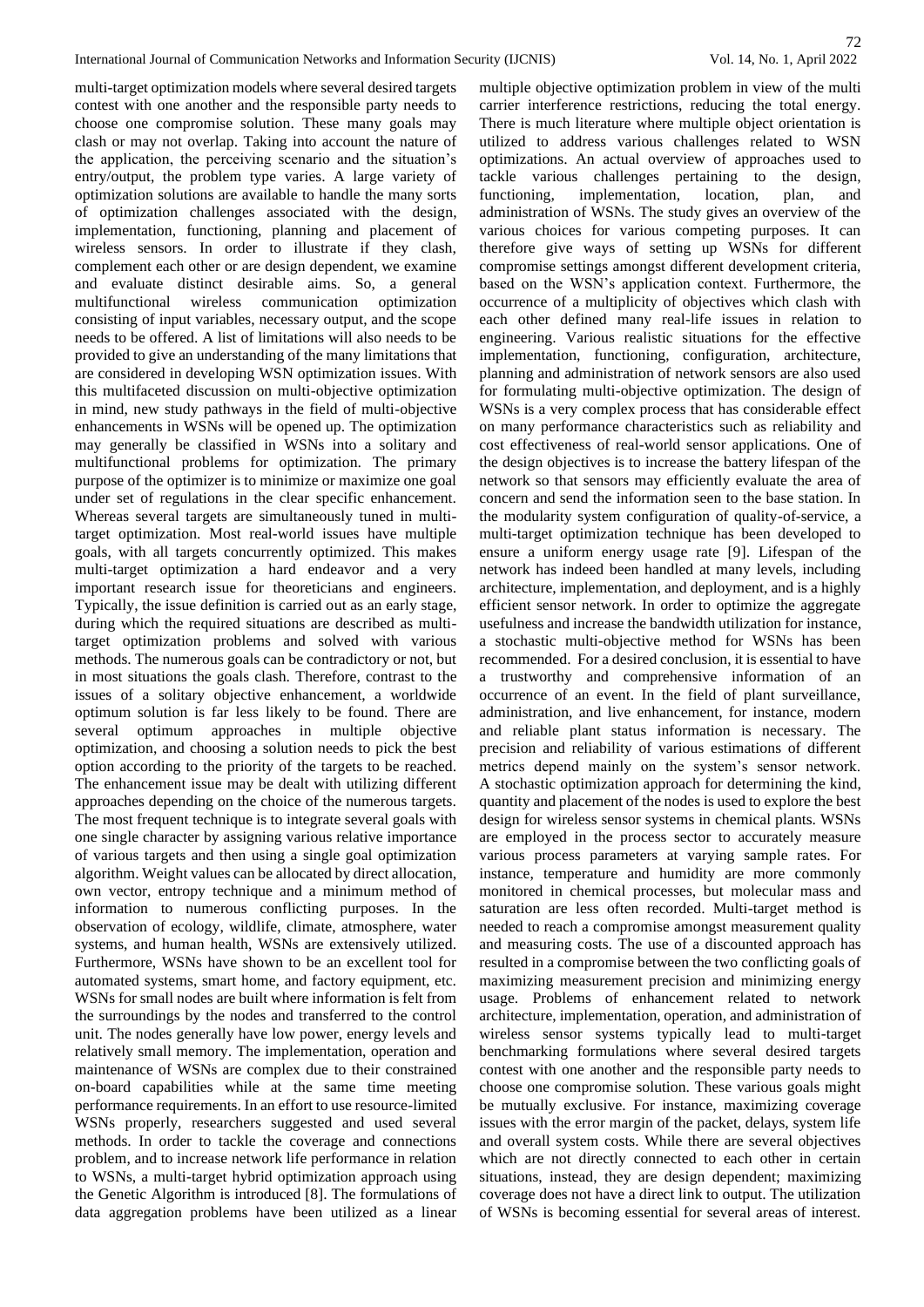multi-target optimization models where several desired targets contest with one another and the responsible party needs to choose one compromise solution. These many goals may clash or may not overlap. Taking into account the nature of the application, the perceiving scenario and the situation's entry/output, the problem type varies. A large variety of optimization solutions are available to handle the many sorts of optimization challenges associated with the design, implementation, functioning, planning and placement of wireless sensors. In order to illustrate if they clash, complement each other or are design dependent, we examine and evaluate distinct desirable aims. So, a general multifunctional wireless communication optimization consisting of input variables, necessary output, and the scope needs to be offered. A list of limitations will also needs to be provided to give an understanding of the many limitations that are considered in developing WSN optimization issues. With this multifaceted discussion on multi-objective optimization in mind, new study pathways in the field of multi-objective enhancements in WSNs will be opened up. The optimization may generally be classified in WSNs into a solitary and multifunctional problems for optimization. The primary purpose of the optimizer is to minimize or maximize one goal under set of regulations in the clear specific enhancement. Whereas several targets are simultaneously tuned in multi-target optimization. Most real-world issues have multiple goals, with all targets concurrently optimized. This makes multi-target optimization a hard endeavor and a very important research issue for theoreticians and engineers. Typically, the issue definition is carried out as an early stage, during which the required situations are described as multi-target optimization problems and solved with various methods. The numerous goals can be contradictory or not, but in most situations the goals clash. Therefore, contrast to the issues of a solitary objective enhancement, a worldwide optimum solution is far less likely to be found. There are several optimum approaches in multiple objective optimization, and choosing a solution needs to pick the best option according to the priority of the targets to be reached. The enhancement issue may be dealt with utilizing different approaches depending on the choice of the numerous targets. The most frequent technique is to integrate several goals with one single character by assigning various relative importance of various targets and then using a single goal optimization algorithm. Weight values can be allocated by direct allocation, own vector, entropy technique and a minimum method of information to numerous conflicting purposes. In the observation of ecology, wildlife, climate, atmosphere, water systems, and human health, WSNs are extensively utilized. Furthermore, WSNs have shown to be an excellent tool for automated systems, smart home, and factory equipment, etc. WSNs for small nodes are built where information is felt from the surroundings by the nodes and transferred to the control unit. The nodes generally have low power, energy levels and relatively small memory. The implementation, operation and maintenance of WSNs are complex due to their constrained on-board capabilities while at the same time meeting performance requirements. In an effort to use resource-limited WSNs properly, researchers suggested and used several methods. In order to tackle the coverage and connections problem, and to increase network life performance in relation to WSNs, a multi-target hybrid optimization approach using the Genetic Algorithm is introduced [8]. The formulations of data aggregation problems have been utilized as a linear multiple objective optimization problem in view of the multi carrier interference restrictions, reducing the total energy. There is much literature where multiple object orientation is utilized to address various challenges related to WSN optimizations. An actual overview of approaches used to tackle various challenges pertaining to the design, functioning, implementation, location, plan, and administration of WSNs. The study gives an overview of the various choices for various competing purposes. It can therefore give ways of setting up WSNs for different compromise settings amongst different development criteria, based on the WSN's application context. Furthermore, the occurrence of a multiplicity of objectives which clash with each other defined many real-life issues in relation to engineering. Various realistic situations for the effective implementation, functioning, configuration, architecture, planning and administration of network sensors are also used for formulating multi-objective optimization. The design of WSNs is a very complex process that has considerable effect on many performance characteristics such as reliability and cost effectiveness of real-world sensor applications. One of the design objectives is to increase the battery lifespan of the network so that sensors may efficiently evaluate the area of concern and send the information seen to the base station. In the modularity system configuration of quality-of-service, a multi-target optimization technique has been developed to ensure a uniform energy usage rate [9]. Lifespan of the network has indeed been handled at many levels, including architecture, implementation, and deployment, and is a highly efficient sensor network. In order to optimize the aggregate usefulness and increase the bandwidth utilization for instance, a stochastic multi-objective method for WSNs has been recommended. For a desired conclusion, it is essential to have a trustworthy and comprehensive information of an occurrence of an event. In the field of plant surveillance, administration, and live enhancement, for instance, modern and reliable plant status information is necessary. The precision and reliability of various estimations of different metrics depend mainly on the system's sensor network. A stochastic optimization approach for determining the kind, quantity and placement of the nodes is used to explore the best design for wireless sensor systems in chemical plants. WSNs are employed in the process sector to accurately measure various process parameters at varying sample rates. For instance, temperature and humidity are more commonly monitored in chemical processes, but molecular mass and saturation are less often recorded. Multi-target method is needed to reach a compromise amongst measurement quality and measuring costs. The use of a discounted approach has resulted in a compromise between the two conflicting goals of maximizing measurement precision and minimizing energy usage. Problems of enhancement related to network architecture, implementation, operation, and administration of wireless sensor systems typically lead to multi-target benchmarking formulations where several desired targets contest with one another and the responsible party needs to choose one compromise solution. These various goals might be mutually exclusive. For instance, maximizing coverage issues with the error margin of the packet, delays, system life and overall system costs. While there are several objectives which are not directly connected to each other in certain situations, instead, they are design dependent; maximizing coverage does not have a direct link to output. The utilization of WSNs is becoming essential for several areas of interest.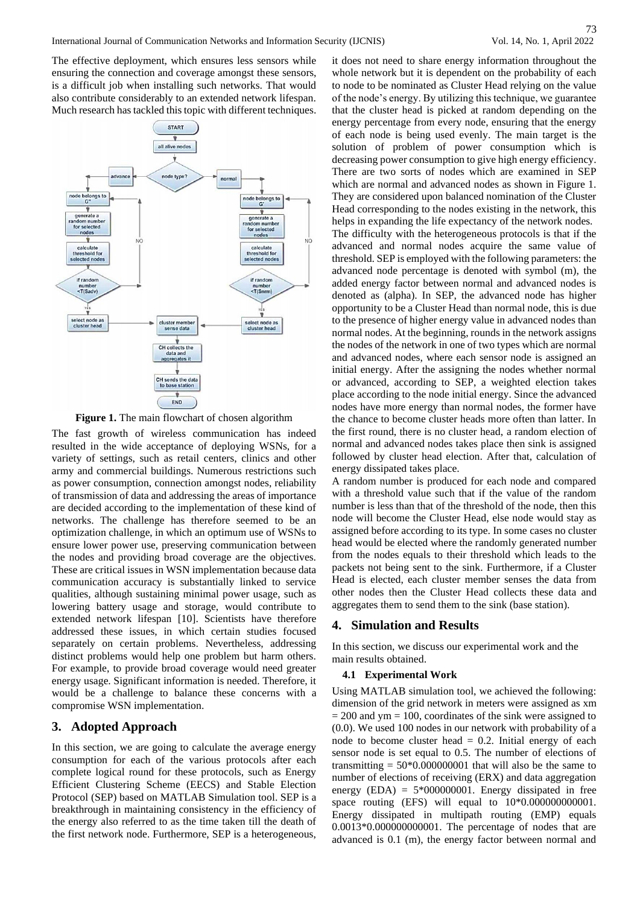The effective deployment, which ensures less sensors while ensuring the connection and coverage amongst these sensors, is a difficult job when installing such networks. That would also contribute considerably to an extended network lifespan. Much research has tackled this topic with different techniques.

**Figure 1.** The main flowchart of chosen algorithm

The fast growth of wireless communication has indeed resulted in the wide acceptance of deploying WSNs, for a variety of settings, such as retail centers, clinics and other army and commercial buildings. Numerous restrictions such as power consumption, connection amongst nodes, reliability of transmission of data and addressing the areas of importance are decided according to the implementation of these kind of networks. The challenge has therefore seemed to be an optimization challenge, in which an optimum use of WSNs to ensure lower power use, preserving communication between the nodes and providing broad coverage are the objectives. These are critical issues in WSN implementation because data communication accuracy is substantially linked to service qualities, although sustaining minimal power usage, such as lowering battery usage and storage, would contribute to extended network lifespan [10]. Scientists have therefore addressed these issues, in which certain studies focused separately on certain problems. Nevertheless, addressing distinct problems would help one problem but harm others. For example, to provide broad coverage would need greater energy usage. Significant information is needed. Therefore, it would be a challenge to balance these concerns with a compromise WSN implementation.

## 3. Adopted Approach

In this section, we are going to calculate the average energy consumption for each of the various protocols after each complete logical round for these protocols, such as Energy Efficient Clustering Scheme (EECS) and Stable Election Protocol (SEP) based on MATLAB Simulation tool. SEP is a breakthrough in maintaining consistency in the efficiency of the energy also referred to as the time taken till the death of the first network node. Furthermore, SEP is a heterogeneous, it does not need to share energy information throughout the whole network but it is dependent on the probability of each to node to be nominated as Cluster Head relying on the value of the node's energy. By utilizing this technique, we guarantee that the cluster head is picked at random depending on the energy percentage from every node, ensuring that the energy of each node is being used evenly. The main target is the solution of problem of power consumption which is decreasing power consumption to give high energy efficiency. There are two sorts of nodes which are examined in SEP which are normal and advanced nodes as shown in Figure 1. They are considered upon balanced nomination of the Cluster Head corresponding to the nodes existing in the network, this helps in expanding the life expectancy of the network nodes.

The difficulty with the heterogeneous protocols is that if the advanced and normal nodes acquire the same value of threshold. SEP is employed with the following parameters: the advanced node percentage is denoted with symbol (m), the added energy factor between normal and advanced nodes is denoted as (alpha). In SEP, the advanced node has higher opportunity to be a Cluster Head than normal node, this is due to the presence of higher energy value in advanced nodes than normal nodes. At the beginning, rounds in the network assigns the nodes of the network in one of two types which are normal and advanced nodes, where each sensor node is assigned an initial energy. After the assigning the nodes whether normal or advanced, according to SEP, a weighted election takes place according to the node initial energy. Since the advanced nodes have more energy than normal nodes, the former have the chance to become cluster heads more often than latter. In the first round, there is no cluster head, a random election of normal and advanced nodes takes place then sink is assigned followed by cluster head election. After that, calculation of energy dissipated takes place.

A random number is produced for each node and compared with a threshold value such that if the value of the random number is less than that of the threshold of the node, then this node will become the Cluster Head, else node would stay as assigned before according to its type. In some cases no cluster head would be elected where the randomly generated number from the nodes equals to their threshold which leads to the packets not being sent to the sink. Furthermore, if a Cluster Head is elected, each cluster member senses the data from other nodes then the Cluster Head collects these data and aggregates them to send them to the sink (base station).

## 4. Simulation and Results

In this section, we discuss our experimental work and the main results obtained.

### 4.1 Experimental Work

Using MATLAB simulation tool, we achieved the following: dimension of the grid network in meters were assigned as xm = 200 and ym = 100, coordinates of the sink were assigned to (0.0). We used 100 nodes in our network with probability of a node to become cluster head = 0.2. Initial energy of each sensor node is set equal to 0.5. The number of elections of transmitting = 50*0.000000001 that will also be the same to number of elections of receiving (ERX) and data aggregation energy (EDA) = 5*000000001. Energy dissipated in free space routing (EFS) will equal to 10*0.000000000001. Energy dissipated in multipath routing (EMP) equals 0.0013*0.000000000001. The percentage of nodes that are advanced is 0.1 (m), the energy factor between normal and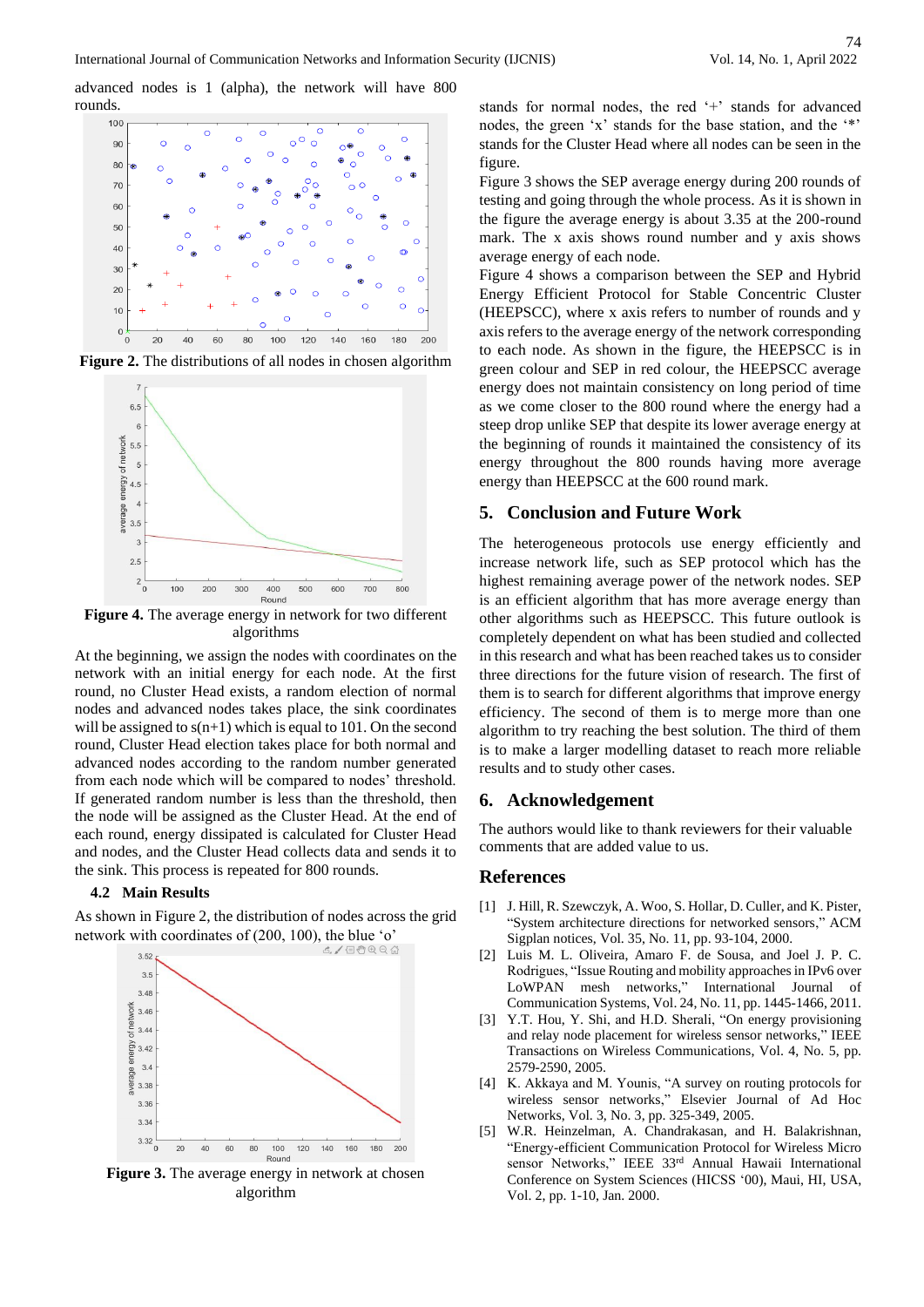advanced nodes is 1 (alpha), the network will have 800 rounds.

**Figure 2.** The distributions of all nodes in chosen algorithm

**Figure 4.** The average energy in network for two different algorithms

At the beginning, we assign the nodes with coordinates on the network with an initial energy for each node. At the first round, no Cluster Head exists, a random election of normal nodes and advanced nodes takes place, the sink coordinates will be assigned to s(n+1) which is equal to 101. On the second round, Cluster Head election takes place for both normal and advanced nodes according to the random number generated from each node which will be compared to nodes' threshold. If generated random number is less than the threshold, then the node will be assigned as the Cluster Head. At the end of each round, energy dissipated is calculated for Cluster Head and nodes, and the Cluster Head collects data and sends it to the sink. This process is repeated for 800 rounds.

### 4.2 Main Results

As shown in Figure 2, the distribution of nodes across the grid network with coordinates of (200, 100), the blue 'o' stands for normal nodes, the red '+' stands for advanced nodes, the green 'x' stands for the base station, and the '*' stands for the Cluster Head where all nodes can be seen in the figure.

**Figure 3.** The average energy in network at chosen algorithm

Figure 3 shows the SEP average energy during 200 rounds of testing and going through the whole process. As it is shown in the figure the average energy is about 3.35 at the 200-round mark. The x axis shows round number and y axis shows average energy of each node.

Figure 4 shows a comparison between the SEP and Hybrid Energy Efficient Protocol for Stable Concentric Cluster (HEEPSCC), where x axis refers to number of rounds and y axis refers to the average energy of the network corresponding to each node. As shown in the figure, the HEEPSCC is in green colour and SEP in red colour, the HEEPSCC average energy does not maintain consistency on long period of time as we come closer to the 800 round where the energy had a steep drop unlike SEP that despite its lower average energy at the beginning of rounds it maintained the consistency of its energy throughout the 800 rounds having more average energy than HEEPSCC at the 600 round mark.

## 5. Conclusion and Future Work

The heterogeneous protocols use energy efficiently and increase network life, such as SEP protocol which has the highest remaining average power of the network nodes. SEP is an efficient algorithm that has more average energy than other algorithms such as HEEPSCC. This future outlook is completely dependent on what has been studied and collected in this research and what has been reached takes us to consider three directions for the future vision of research. The first of them is to search for different algorithms that improve energy efficiency. The second of them is to merge more than one algorithm to try reaching the best solution. The third of them is to make a larger modelling dataset to reach more reliable results and to study other cases.

## 6. Acknowledgement

The authors would like to thank reviewers for their valuable comments that are added value to us.

## References

[1] J. Hill, R. Szewczyk, A. Woo, S. Hollar, D. Culler, and K. Pister, "System architecture directions for networked sensors," ACM Sigplan notices, Vol. 35, No. 11, pp. 93-104, 2000.

[2] Luis M. L. Oliveira, Amaro F. de Sousa, and Joel J. P. C. Rodrigues, "Issue Routing and mobility approaches in IPv6 over LoWPAN mesh networks," International Journal of Communication Systems, Vol. 24, No. 11, pp. 1445-1466, 2011.

[3] Y.T. Hou, Y. Shi, and H.D. Sherali, "On energy provisioning and relay node placement for wireless sensor networks," IEEE Transactions on Wireless Communications, Vol. 4, No. 5, pp. 2579-2590, 2005.

[4] K. Akkaya and M. Younis, "A survey on routing protocols for wireless sensor networks," Elsevier Journal of Ad Hoc Networks, Vol. 3, No. 3, pp. 325-349, 2005.

[5] W.R. Heinzelman, A. Chandrakasan, and H. Balakrishnan, "Energy-efficient Communication Protocol for Wireless Micro sensor Networks," IEEE 33rd Annual Hawaii International Conference on System Sciences (HICSS '00), Maui, HI, USA, Vol. 2, pp. 1-10, Jan. 2000.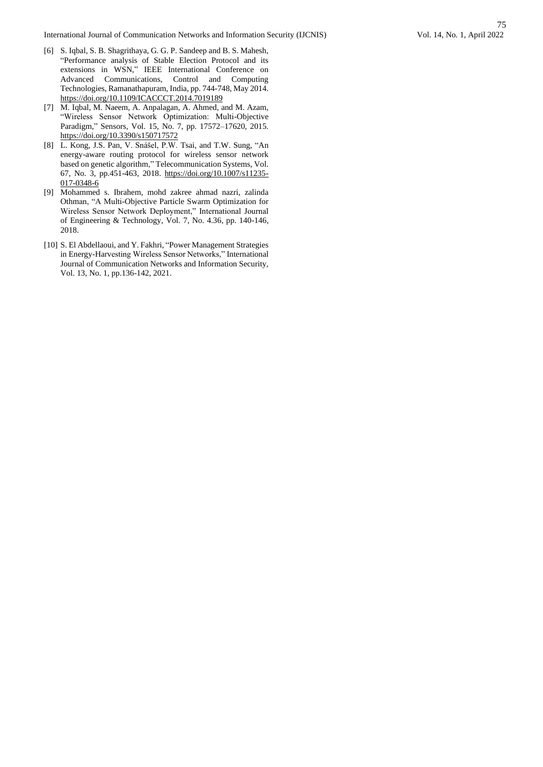[6] S. Iqbal, S. B. Shagrithaya, G. G. P. Sandeep and B. S. Mahesh, "Performance analysis of Stable Election Protocol and its extensions in WSN," IEEE International Conference on Advanced Communications, Control and Computing Technologies, Ramanathapuram, India, pp. 744-748, May 2014. https://doi.org/10.1109/ICACCCT.2014.7019189

[7] M. Iqbal, M. Naeem, A. Anpalagan, A. Ahmed, and M. Azam, "Wireless Sensor Network Optimization: Multi-Objective Paradigm," Sensors, Vol. 15, No. 7, pp. 17572–17620, 2015. https://doi.org/10.3390/s150717572

[8] L. Kong, J.S. Pan, V. Snášel, P.W. Tsai, and T.W. Sung, "An energy-aware routing protocol for wireless sensor network based on genetic algorithm," Telecommunication Systems, Vol. 67, No. 3, pp.451-463, 2018. https://doi.org/10.1007/s11235-017-0348-6

[9] Mohammed s. Ibrahem, mohd zakree ahmad nazri, zalinda Othman, "A Multi-Objective Particle Swarm Optimization for Wireless Sensor Network Deployment," International Journal of Engineering & Technology, Vol. 7, No. 4.36, pp. 140-146, 2018.

[10] S. El Abdellaoui, and Y. Fakhri, "Power Management Strategies in Energy-Harvesting Wireless Sensor Networks," International Journal of Communication Networks and Information Security, Vol. 13, No. 1, pp.136-142, 2021.